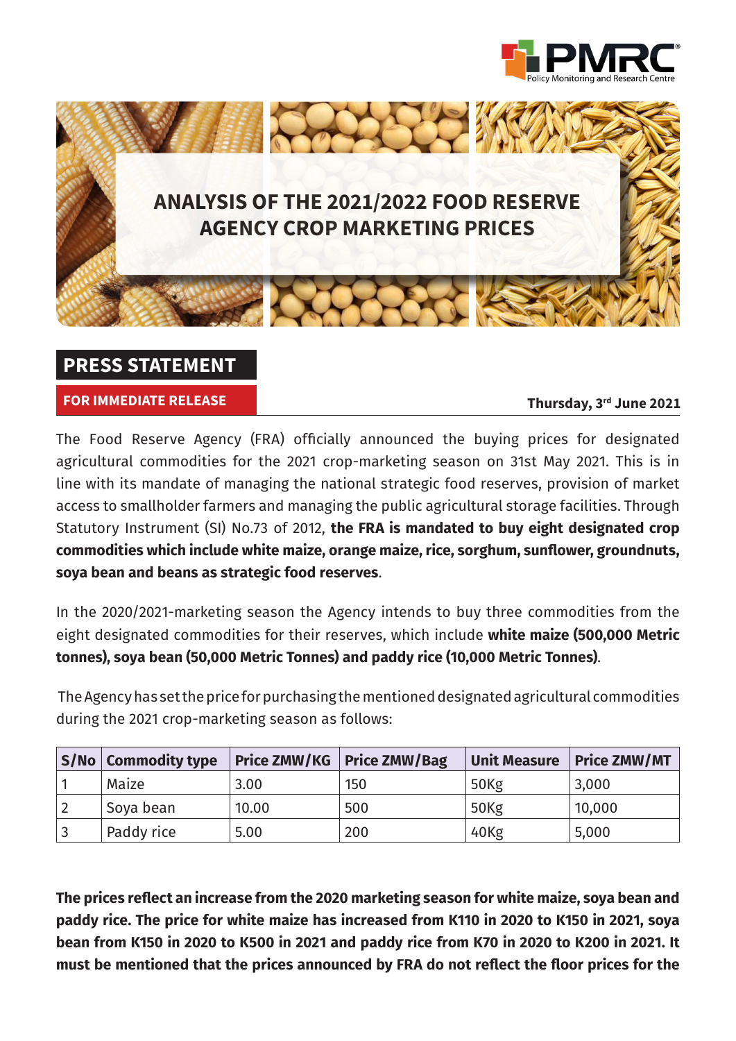PMRC
Policy Monitoring and Research Centre

# ANALYSIS OF THE 2021/2022 FOOD RESERVE AGENCY CROP MARKETING PRICES

## PRESS STATEMENT

**FOR IMMEDIATE RELEASE**

**Thursday, 3rd June 2021**

The Food Reserve Agency (FRA) officially announced the buying prices for designated agricultural commodities for the 2021 crop-marketing season on 31st May 2021. This is in line with its mandate of managing the national strategic food reserves, provision of market access to smallholder farmers and managing the public agricultural storage facilities. Through Statutory Instrument (SI) No.73 of 2012, **the FRA is mandated to buy eight designated crop commodities which include white maize, orange maize, rice, sorghum, sunflower, groundnuts, soya bean and beans as strategic food reserves**.

In the 2020/2021-marketing season the Agency intends to buy three commodities from the eight designated commodities for their reserves, which include **white maize (500,000 Metric tonnes), soya bean (50,000 Metric Tonnes) and paddy rice (10,000 Metric Tonnes)**.

The Agency has set the price for purchasing the mentioned designated agricultural commodities during the 2021 crop-marketing season as follows:

| S/No | Commodity type | Price ZMW/KG | Price ZMW/Bag | Unit Measure | Price ZMW/MT |
|---|---|---|---|---|---|
| 1 | Maize | 3.00 | 150 | 50Kg | 3,000 |
| 2 | Soya bean | 10.00 | 500 | 50Kg | 10,000 |
| 3 | Paddy rice | 5.00 | 200 | 40Kg | 5,000 |

**The prices reflect an increase from the 2020 marketing season for white maize, soya bean and paddy rice. The price for white maize has increased from K110 in 2020 to K150 in 2021, soya bean from K150 in 2020 to K500 in 2021 and paddy rice from K70 in 2020 to K200 in 2021. It must be mentioned that the prices announced by FRA do not reflect the floor prices for the**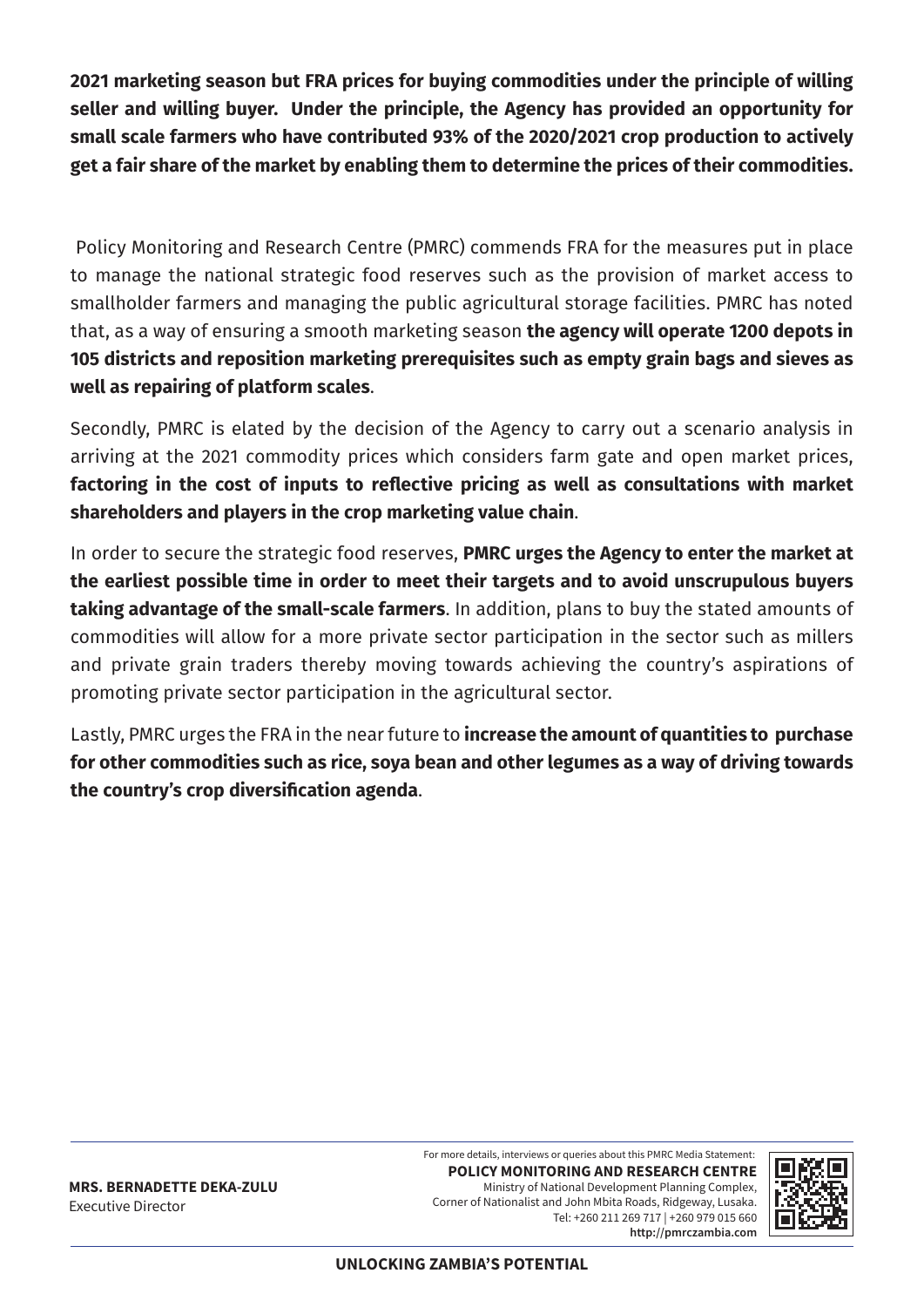**2021 marketing season but FRA prices for buying commodities under the principle of willing seller and willing buyer. Under the principle, the Agency has provided an opportunity for small scale farmers who have contributed 93% of the 2020/2021 crop production to actively get a fair share of the market by enabling them to determine the prices of their commodities.**

Policy Monitoring and Research Centre (PMRC) commends FRA for the measures put in place to manage the national strategic food reserves such as the provision of market access to smallholder farmers and managing the public agricultural storage facilities. PMRC has noted that, as a way of ensuring a smooth marketing season **the agency will operate 1200 depots in 105 districts and reposition marketing prerequisites such as empty grain bags and sieves as well as repairing of platform scales**.

Secondly, PMRC is elated by the decision of the Agency to carry out a scenario analysis in arriving at the 2021 commodity prices which considers farm gate and open market prices, **factoring in the cost of inputs to reflective pricing as well as consultations with market shareholders and players in the crop marketing value chain**.

In order to secure the strategic food reserves, **PMRC urges the Agency to enter the market at the earliest possible time in order to meet their targets and to avoid unscrupulous buyers taking advantage of the small-scale farmers**. In addition, plans to buy the stated amounts of commodities will allow for a more private sector participation in the sector such as millers and private grain traders thereby moving towards achieving the country's aspirations of promoting private sector participation in the agricultural sector.

Lastly, PMRC urges the FRA in the near future to **increase the amount of quantities to purchase for other commodities such as rice, soya bean and other legumes as a way of driving towards the country's crop diversification agenda**.

**MRS. BERNADETTE DEKA-ZULU**
Executive Director

For more details, interviews or queries about this PMRC Media Statement:
**POLICY MONITORING AND RESEARCH CENTRE**
Ministry of National Development Planning Complex,
Corner of Nationalist and John Mbita Roads, Ridgeway, Lusaka.
Tel: +260 211 269 717 | +260 979 015 660
**http://pmrczambia.com**

**UNLOCKING ZAMBIA'S POTENTIAL**